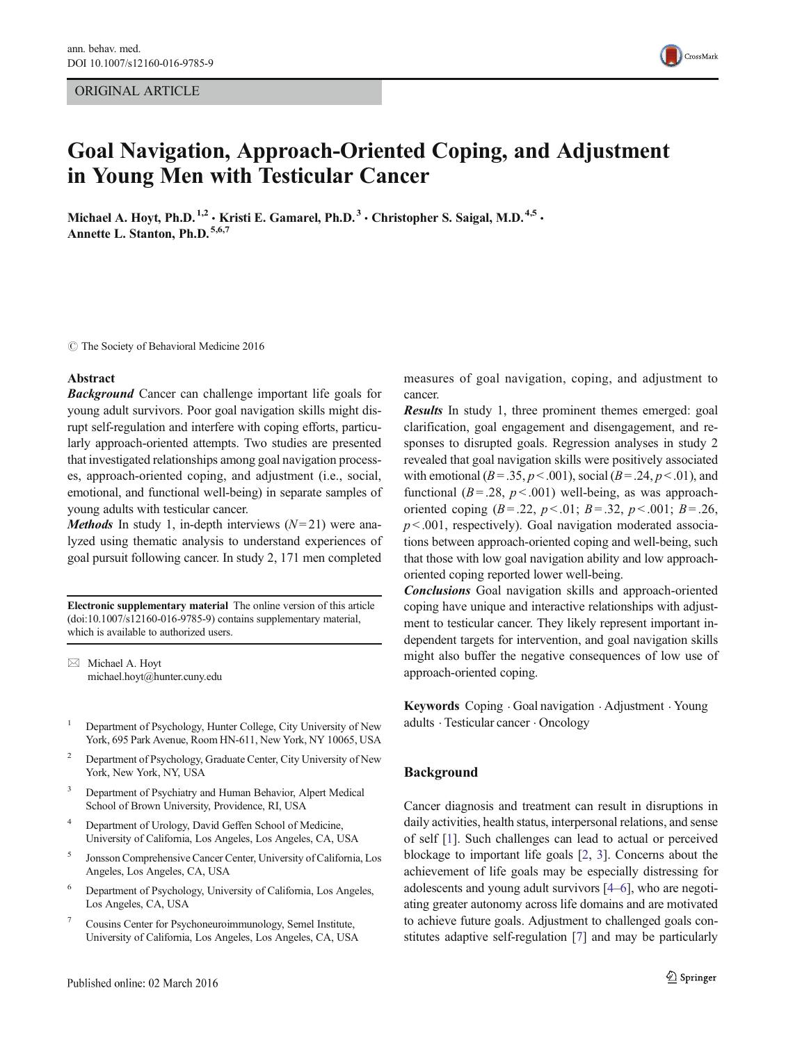ORIGINAL ARTICLE

# Goal Navigation, Approach-Oriented Coping, and Adjustment in Young Men with Testicular Cancer

**Michael A. Hoyt, Ph.D.** [1,2] · **Kristi E. Gamarel, Ph.D.** [3] · **Christopher S. Saigal, M.D.** [4,5] · **Annette L. Stanton, Ph.D.** [5,6,7]

© The Society of Behavioral Medicine 2016

## Abstract

***Background*** Cancer can challenge important life goals for young adult survivors. Poor goal navigation skills might disrupt self-regulation and interfere with coping efforts, particularly approach-oriented attempts. Two studies are presented that investigated relationships among goal navigation processes, approach-oriented coping, and adjustment (i.e., social, emotional, and functional well-being) in separate samples of young adults with testicular cancer.

***Methods*** In study 1, in-depth interviews ($N = 21$) were analyzed using thematic analysis to understand experiences of goal pursuit following cancer. In study 2, 171 men completed measures of goal navigation, coping, and adjustment to cancer.

***Results*** In study 1, three prominent themes emerged: goal clarification, goal engagement and disengagement, and responses to disrupted goals. Regression analyses in study 2 revealed that goal navigation skills were positively associated with emotional ($B = .35$, $p < .001$), social ($B = .24$, $p < .01$), and functional ($B = .28$, $p < .001$) well-being, as was approach-oriented coping ($B = .22$, $p < .01$; $B = .32$, $p < .001$; $B = .26$, $p < .001$, respectively). Goal navigation moderated associations between approach-oriented coping and well-being, such that those with low goal navigation ability and low approach-oriented coping reported lower well-being.

***Conclusions*** Goal navigation skills and approach-oriented coping have unique and interactive relationships with adjustment to testicular cancer. They likely represent important independent targets for intervention, and goal navigation skills might also buffer the negative consequences of low use of approach-oriented coping.

**Keywords** Coping · Goal navigation · Adjustment · Young adults · Testicular cancer · Oncology

**Electronic supplementary material** The online version of this article (doi:10.1007/s12160-016-9785-9) contains supplementary material, which is available to authorized users.

✉ Michael A. Hoyt
michael.hoyt@hunter.cuny.edu

[1] Department of Psychology, Hunter College, City University of New York, 695 Park Avenue, Room HN-611, New York, NY 10065, USA

[2] Department of Psychology, Graduate Center, City University of New York, New York, NY, USA

[3] Department of Psychiatry and Human Behavior, Alpert Medical School of Brown University, Providence, RI, USA

[4] Department of Urology, David Geffen School of Medicine, University of California, Los Angeles, Los Angeles, CA, USA

[5] Jonsson Comprehensive Cancer Center, University of California, Los Angeles, Los Angeles, CA, USA

[6] Department of Psychology, University of California, Los Angeles, Los Angeles, CA, USA

[7] Cousins Center for Psychoneuroimmunology, Semel Institute, University of California, Los Angeles, Los Angeles, CA, USA

## Background

Cancer diagnosis and treatment can result in disruptions in daily activities, health status, interpersonal relations, and sense of self [1]. Such challenges can lead to actual or perceived blockage to important life goals [2, 3]. Concerns about the achievement of life goals may be especially distressing for adolescents and young adult survivors [4–6], who are negotiating greater autonomy across life domains and are motivated to achieve future goals. Adjustment to challenged goals constitutes adaptive self-regulation [7] and may be particularly

Published online: 02 March 2016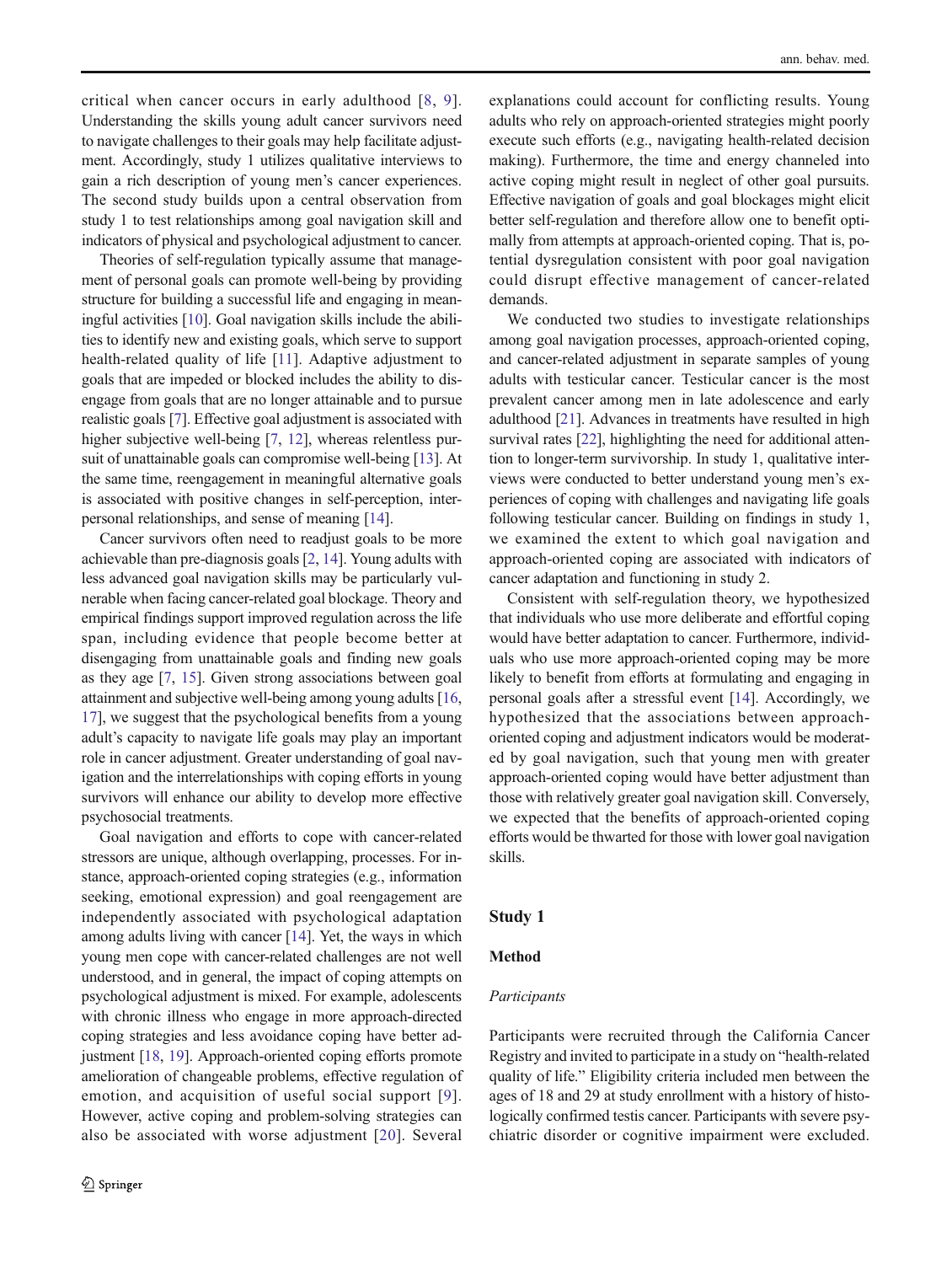critical when cancer occurs in early adulthood [8, 9]. Understanding the skills young adult cancer survivors need to navigate challenges to their goals may help facilitate adjustment. Accordingly, study 1 utilizes qualitative interviews to gain a rich description of young men's cancer experiences. The second study builds upon a central observation from study 1 to test relationships among goal navigation skill and indicators of physical and psychological adjustment to cancer.

Theories of self-regulation typically assume that management of personal goals can promote well-being by providing structure for building a successful life and engaging in meaningful activities [10]. Goal navigation skills include the abilities to identify new and existing goals, which serve to support health-related quality of life [11]. Adaptive adjustment to goals that are impeded or blocked includes the ability to disengage from goals that are no longer attainable and to pursue realistic goals [7]. Effective goal adjustment is associated with higher subjective well-being [7, 12], whereas relentless pursuit of unattainable goals can compromise well-being [13]. At the same time, reengagement in meaningful alternative goals is associated with positive changes in self-perception, interpersonal relationships, and sense of meaning [14].

Cancer survivors often need to readjust goals to be more achievable than pre-diagnosis goals [2, 14]. Young adults with less advanced goal navigation skills may be particularly vulnerable when facing cancer-related goal blockage. Theory and empirical findings support improved regulation across the life span, including evidence that people become better at disengaging from unattainable goals and finding new goals as they age [7, 15]. Given strong associations between goal attainment and subjective well-being among young adults [16, 17], we suggest that the psychological benefits from a young adult's capacity to navigate life goals may play an important role in cancer adjustment. Greater understanding of goal navigation and the interrelationships with coping efforts in young survivors will enhance our ability to develop more effective psychosocial treatments.

Goal navigation and efforts to cope with cancer-related stressors are unique, although overlapping, processes. For instance, approach-oriented coping strategies (e.g., information seeking, emotional expression) and goal reengagement are independently associated with psychological adaptation among adults living with cancer [14]. Yet, the ways in which young men cope with cancer-related challenges are not well understood, and in general, the impact of coping attempts on psychological adjustment is mixed. For example, adolescents with chronic illness who engage in more approach-directed coping strategies and less avoidance coping have better adjustment [18, 19]. Approach-oriented coping efforts promote amelioration of changeable problems, effective regulation of emotion, and acquisition of useful social support [9]. However, active coping and problem-solving strategies can also be associated with worse adjustment [20]. Several explanations could account for conflicting results. Young adults who rely on approach-oriented strategies might poorly execute such efforts (e.g., navigating health-related decision making). Furthermore, the time and energy channeled into active coping might result in neglect of other goal pursuits. Effective navigation of goals and goal blockages might elicit better self-regulation and therefore allow one to benefit optimally from attempts at approach-oriented coping. That is, potential dysregulation consistent with poor goal navigation could disrupt effective management of cancer-related demands.

We conducted two studies to investigate relationships among goal navigation processes, approach-oriented coping, and cancer-related adjustment in separate samples of young adults with testicular cancer. Testicular cancer is the most prevalent cancer among men in late adolescence and early adulthood [21]. Advances in treatments have resulted in high survival rates [22], highlighting the need for additional attention to longer-term survivorship. In study 1, qualitative interviews were conducted to better understand young men's experiences of coping with challenges and navigating life goals following testicular cancer. Building on findings in study 1, we examined the extent to which goal navigation and approach-oriented coping are associated with indicators of cancer adaptation and functioning in study 2.

Consistent with self-regulation theory, we hypothesized that individuals who use more deliberate and effortful coping would have better adaptation to cancer. Furthermore, individuals who use more approach-oriented coping may be more likely to benefit from efforts at formulating and engaging in personal goals after a stressful event [14]. Accordingly, we hypothesized that the associations between approach-oriented coping and adjustment indicators would be moderated by goal navigation, such that young men with greater approach-oriented coping would have better adjustment than those with relatively greater goal navigation skill. Conversely, we expected that the benefits of approach-oriented coping efforts would be thwarted for those with lower goal navigation skills.

## Study 1

### Method

#### *Participants*

Participants were recruited through the California Cancer Registry and invited to participate in a study on "health-related quality of life." Eligibility criteria included men between the ages of 18 and 29 at study enrollment with a history of histologically confirmed testis cancer. Participants with severe psychiatric disorder or cognitive impairment were excluded.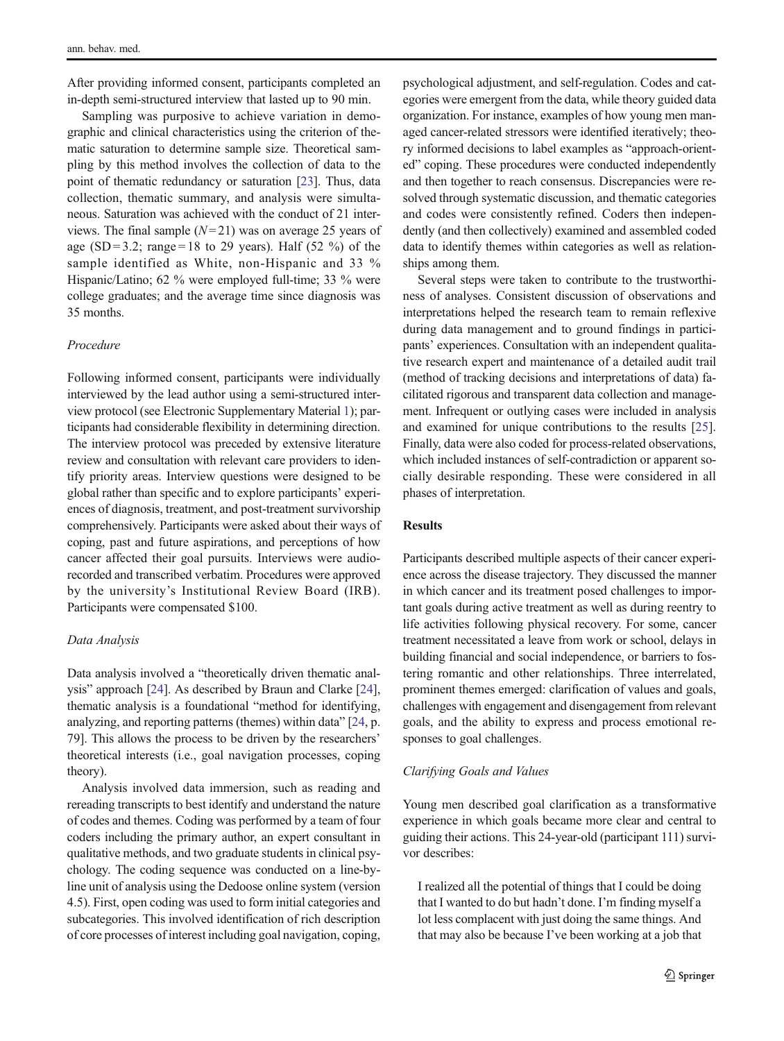After providing informed consent, participants completed an in-depth semi-structured interview that lasted up to 90 min.

Sampling was purposive to achieve variation in demographic and clinical characteristics using the criterion of thematic saturation to determine sample size. Theoretical sampling by this method involves the collection of data to the point of thematic redundancy or saturation [23]. Thus, data collection, thematic summary, and analysis were simultaneous. Saturation was achieved with the conduct of 21 interviews. The final sample ($N = 21$) was on average 25 years of age (SD = 3.2; range = 18 to 29 years). Half (52 %) of the sample identified as White, non-Hispanic and 33 % Hispanic/Latino; 62 % were employed full-time; 33 % were college graduates; and the average time since diagnosis was 35 months.

### *Procedure*

Following informed consent, participants were individually interviewed by the lead author using a semi-structured interview protocol (see Electronic Supplementary Material 1); participants had considerable flexibility in determining direction. The interview protocol was preceded by extensive literature review and consultation with relevant care providers to identify priority areas. Interview questions were designed to be global rather than specific and to explore participants' experiences of diagnosis, treatment, and post-treatment survivorship comprehensively. Participants were asked about their ways of coping, past and future aspirations, and perceptions of how cancer affected their goal pursuits. Interviews were audio-recorded and transcribed verbatim. Procedures were approved by the university's Institutional Review Board (IRB). Participants were compensated $100.

### *Data Analysis*

Data analysis involved a "theoretically driven thematic analysis" approach [24]. As described by Braun and Clarke [24], thematic analysis is a foundational "method for identifying, analyzing, and reporting patterns (themes) within data" [24, p. 79]. This allows the process to be driven by the researchers' theoretical interests (i.e., goal navigation processes, coping theory).

Analysis involved data immersion, such as reading and rereading transcripts to best identify and understand the nature of codes and themes. Coding was performed by a team of four coders including the primary author, an expert consultant in qualitative methods, and two graduate students in clinical psychology. The coding sequence was conducted on a line-by-line unit of analysis using the Dedoose online system (version 4.5). First, open coding was used to form initial categories and subcategories. This involved identification of rich description of core processes of interest including goal navigation, coping, psychological adjustment, and self-regulation. Codes and categories were emergent from the data, while theory guided data organization. For instance, examples of how young men managed cancer-related stressors were identified iteratively; theory informed decisions to label examples as "approach-oriented" coping. These procedures were conducted independently and then together to reach consensus. Discrepancies were resolved through systematic discussion, and thematic categories and codes were consistently refined. Coders then independently (and then collectively) examined and assembled coded data to identify themes within categories as well as relationships among them.

Several steps were taken to contribute to the trustworthiness of analyses. Consistent discussion of observations and interpretations helped the research team to remain reflexive during data management and to ground findings in participants' experiences. Consultation with an independent qualitative research expert and maintenance of a detailed audit trail (method of tracking decisions and interpretations of data) facilitated rigorous and transparent data collection and management. Infrequent or outlying cases were included in analysis and examined for unique contributions to the results [25]. Finally, data were also coded for process-related observations, which included instances of self-contradiction or apparent socially desirable responding. These were considered in all phases of interpretation.

## Results

Participants described multiple aspects of their cancer experience across the disease trajectory. They discussed the manner in which cancer and its treatment posed challenges to important goals during active treatment as well as during reentry to life activities following physical recovery. For some, cancer treatment necessitated a leave from work or school, delays in building financial and social independence, or barriers to fostering romantic and other relationships. Three interrelated, prominent themes emerged: clarification of values and goals, challenges with engagement and disengagement from relevant goals, and the ability to express and process emotional responses to goal challenges.

### *Clarifying Goals and Values*

Young men described goal clarification as a transformative experience in which goals became more clear and central to guiding their actions. This 24-year-old (participant 111) survivor describes:

> I realized all the potential of things that I could be doing that I wanted to do but hadn't done. I'm finding myself a lot less complacent with just doing the same things. And that may also be because I've been working at a job that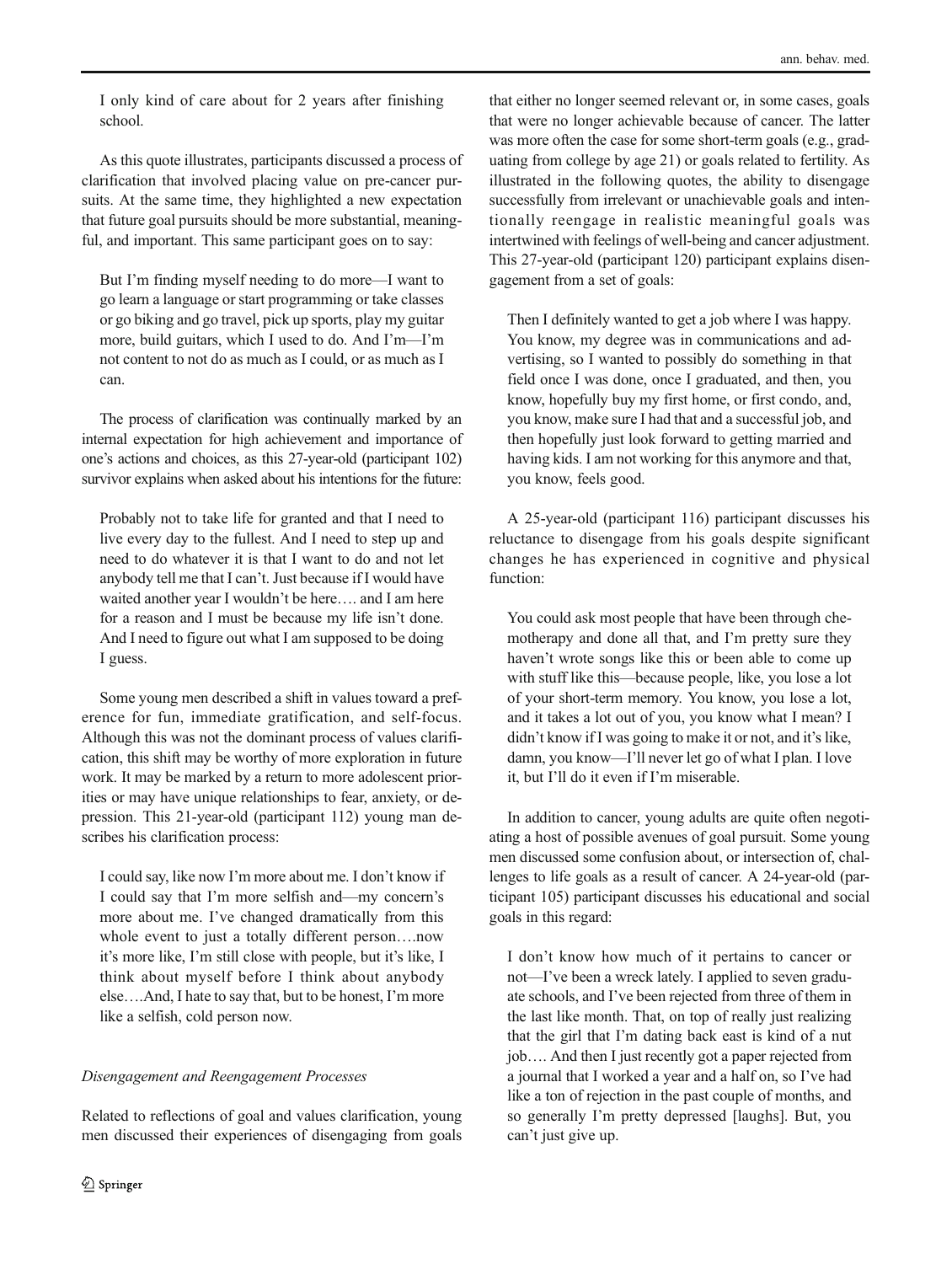I only kind of care about for 2 years after finishing school.

As this quote illustrates, participants discussed a process of clarification that involved placing value on pre-cancer pursuits. At the same time, they highlighted a new expectation that future goal pursuits should be more substantial, meaningful, and important. This same participant goes on to say:

> But I'm finding myself needing to do more—I want to go learn a language or start programming or take classes or go biking and go travel, pick up sports, play my guitar more, build guitars, which I used to do. And I'm—I'm not content to not do as much as I could, or as much as I can.

The process of clarification was continually marked by an internal expectation for high achievement and importance of one's actions and choices, as this 27-year-old (participant 102) survivor explains when asked about his intentions for the future:

> Probably not to take life for granted and that I need to live every day to the fullest. And I need to step up and need to do whatever it is that I want to do and not let anybody tell me that I can't. Just because if I would have waited another year I wouldn't be here…. and I am here for a reason and I must be because my life isn't done. And I need to figure out what I am supposed to be doing I guess.

Some young men described a shift in values toward a preference for fun, immediate gratification, and self-focus. Although this was not the dominant process of values clarification, this shift may be worthy of more exploration in future work. It may be marked by a return to more adolescent priorities or may have unique relationships to fear, anxiety, or depression. This 21-year-old (participant 112) young man describes his clarification process:

> I could say, like now I'm more about me. I don't know if I could say that I'm more selfish and—my concern's more about me. I've changed dramatically from this whole event to just a totally different person….now it's more like, I'm still close with people, but it's like, I think about myself before I think about anybody else….And, I hate to say that, but to be honest, I'm more like a selfish, cold person now.

*Disengagement and Reengagement Processes*

Related to reflections of goal and values clarification, young men discussed their experiences of disengaging from goals that either no longer seemed relevant or, in some cases, goals that were no longer achievable because of cancer. The latter was more often the case for some short-term goals (e.g., graduating from college by age 21) or goals related to fertility. As illustrated in the following quotes, the ability to disengage successfully from irrelevant or unachievable goals and intentionally reengage in realistic meaningful goals was intertwined with feelings of well-being and cancer adjustment. This 27-year-old (participant 120) participant explains disengagement from a set of goals:

> Then I definitely wanted to get a job where I was happy. You know, my degree was in communications and advertising, so I wanted to possibly do something in that field once I was done, once I graduated, and then, you know, hopefully buy my first home, or first condo, and, you know, make sure I had that and a successful job, and then hopefully just look forward to getting married and having kids. I am not working for this anymore and that, you know, feels good.

A 25-year-old (participant 116) participant discusses his reluctance to disengage from his goals despite significant changes he has experienced in cognitive and physical function:

> You could ask most people that have been through chemotherapy and done all that, and I'm pretty sure they haven't wrote songs like this or been able to come up with stuff like this—because people, like, you lose a lot of your short-term memory. You know, you lose a lot, and it takes a lot out of you, you know what I mean? I didn't know if I was going to make it or not, and it's like, damn, you know—I'll never let go of what I plan. I love it, but I'll do it even if I'm miserable.

In addition to cancer, young adults are quite often negotiating a host of possible avenues of goal pursuit. Some young men discussed some confusion about, or intersection of, challenges to life goals as a result of cancer. A 24-year-old (participant 105) participant discusses his educational and social goals in this regard:

> I don't know how much of it pertains to cancer or not—I've been a wreck lately. I applied to seven graduate schools, and I've been rejected from three of them in the last like month. That, on top of really just realizing that the girl that I'm dating back east is kind of a nut job…. And then I just recently got a paper rejected from a journal that I worked a year and a half on, so I've had like a ton of rejection in the past couple of months, and so generally I'm pretty depressed [laughs]. But, you can't just give up.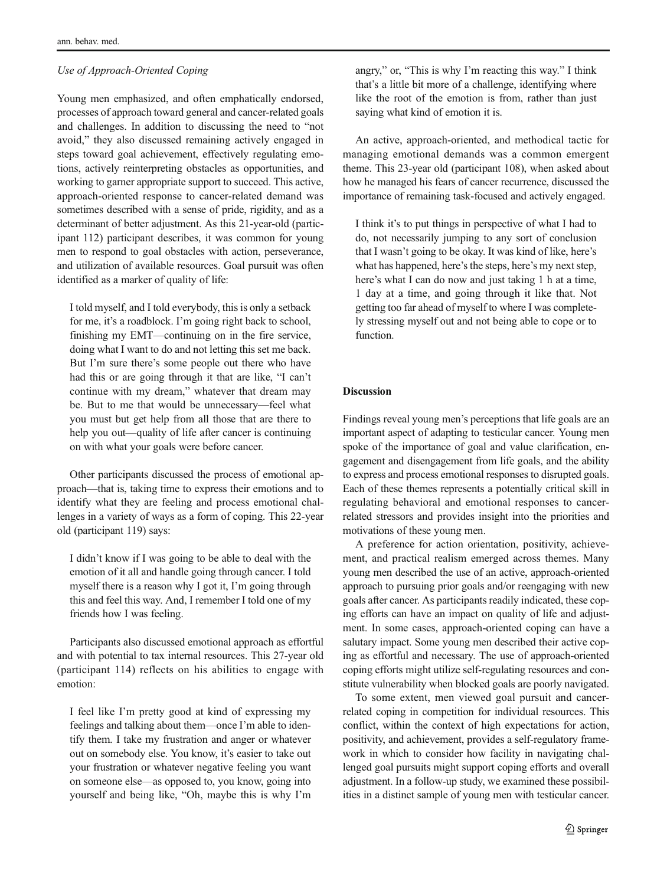*Use of Approach-Oriented Coping*

Young men emphasized, and often emphatically endorsed, processes of approach toward general and cancer-related goals and challenges. In addition to discussing the need to "not avoid," they also discussed remaining actively engaged in steps toward goal achievement, effectively regulating emotions, actively reinterpreting obstacles as opportunities, and working to garner appropriate support to succeed. This active, approach-oriented response to cancer-related demand was sometimes described with a sense of pride, rigidity, and as a determinant of better adjustment. As this 21-year-old (participant 112) participant describes, it was common for young men to respond to goal obstacles with action, perseverance, and utilization of available resources. Goal pursuit was often identified as a marker of quality of life:

> I told myself, and I told everybody, this is only a setback for me, it's a roadblock. I'm going right back to school, finishing my EMT—continuing on in the fire service, doing what I want to do and not letting this set me back. But I'm sure there's some people out there who have had this or are going through it that are like, "I can't continue with my dream," whatever that dream may be. But to me that would be unnecessary—feel what you must but get help from all those that are there to help you out—quality of life after cancer is continuing on with what your goals were before cancer.

Other participants discussed the process of emotional approach—that is, taking time to express their emotions and to identify what they are feeling and process emotional challenges in a variety of ways as a form of coping. This 22-year old (participant 119) says:

> I didn't know if I was going to be able to deal with the emotion of it all and handle going through cancer. I told myself there is a reason why I got it, I'm going through this and feel this way. And, I remember I told one of my friends how I was feeling.

Participants also discussed emotional approach as effortful and with potential to tax internal resources. This 27-year old (participant 114) reflects on his abilities to engage with emotion:

> I feel like I'm pretty good at kind of expressing my feelings and talking about them—once I'm able to identify them. I take my frustration and anger or whatever out on somebody else. You know, it's easier to take out your frustration or whatever negative feeling you want on someone else—as opposed to, you know, going into yourself and being like, "Oh, maybe this is why I'm angry," or, "This is why I'm reacting this way." I think that's a little bit more of a challenge, identifying where like the root of the emotion is from, rather than just saying what kind of emotion it is.

An active, approach-oriented, and methodical tactic for managing emotional demands was a common emergent theme. This 23-year old (participant 108), when asked about how he managed his fears of cancer recurrence, discussed the importance of remaining task-focused and actively engaged.

> I think it's to put things in perspective of what I had to do, not necessarily jumping to any sort of conclusion that I wasn't going to be okay. It was kind of like, here's what has happened, here's the steps, here's my next step, here's what I can do now and just taking 1 h at a time, 1 day at a time, and going through it like that. Not getting too far ahead of myself to where I was completely stressing myself out and not being able to cope or to function.

## Discussion

Findings reveal young men's perceptions that life goals are an important aspect of adapting to testicular cancer. Young men spoke of the importance of goal and value clarification, engagement and disengagement from life goals, and the ability to express and process emotional responses to disrupted goals. Each of these themes represents a potentially critical skill in regulating behavioral and emotional responses to cancer-related stressors and provides insight into the priorities and motivations of these young men.

A preference for action orientation, positivity, achievement, and practical realism emerged across themes. Many young men described the use of an active, approach-oriented approach to pursuing prior goals and/or reengaging with new goals after cancer. As participants readily indicated, these coping efforts can have an impact on quality of life and adjustment. In some cases, approach-oriented coping can have a salutary impact. Some young men described their active coping as effortful and necessary. The use of approach-oriented coping efforts might utilize self-regulating resources and constitute vulnerability when blocked goals are poorly navigated.

To some extent, men viewed goal pursuit and cancer-related coping in competition for individual resources. This conflict, within the context of high expectations for action, positivity, and achievement, provides a self-regulatory framework in which to consider how facility in navigating challenged goal pursuits might support coping efforts and overall adjustment. In a follow-up study, we examined these possibilities in a distinct sample of young men with testicular cancer.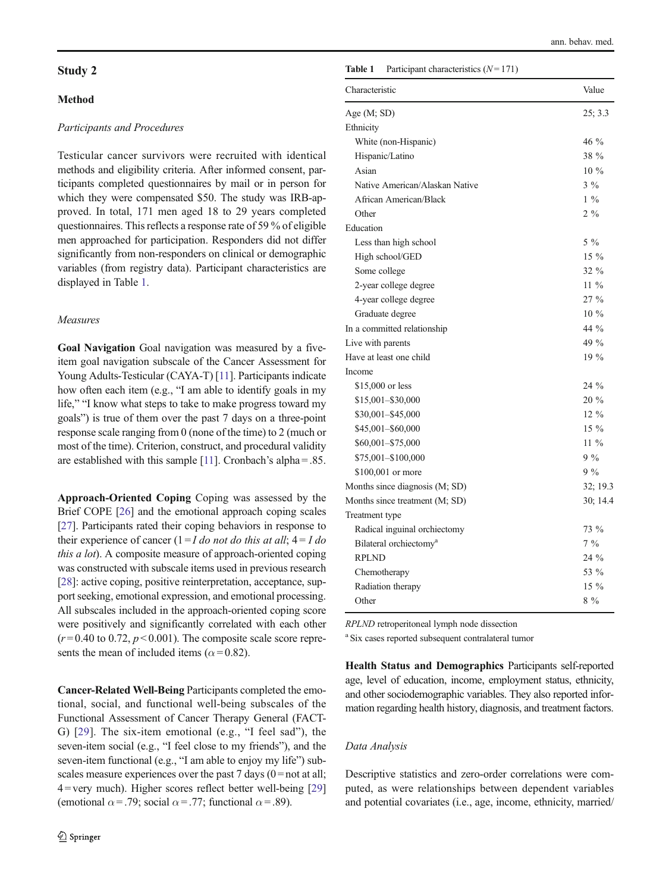## Study 2

### Method

*Participants and Procedures*

Testicular cancer survivors were recruited with identical methods and eligibility criteria. After informed consent, participants completed questionnaires by mail or in person for which they were compensated $50. The study was IRB-approved. In total, 171 men aged 18 to 29 years completed questionnaires. This reflects a response rate of 59 % of eligible men approached for participation. Responders did not differ significantly from non-responders on clinical or demographic variables (from registry data). Participant characteristics are displayed in Table 1.

*Measures*

**Goal Navigation** Goal navigation was measured by a five-item goal navigation subscale of the Cancer Assessment for Young Adults-Testicular (CAYA-T) [11]. Participants indicate how often each item (e.g., "I am able to identify goals in my life," "I know what steps to take to make progress toward my goals") is true of them over the past 7 days on a three-point response scale ranging from 0 (none of the time) to 2 (much or most of the time). Criterion, construct, and procedural validity are established with this sample [11]. Cronbach's alpha = .85.

**Approach-Oriented Coping** Coping was assessed by the Brief COPE [26] and the emotional approach coping scales [27]. Participants rated their coping behaviors in response to their experience of cancer (1 = *I do not do this at all*; 4 = *I do this a lot*). A composite measure of approach-oriented coping was constructed with subscale items used in previous research [28]: active coping, positive reinterpretation, acceptance, support seeking, emotional expression, and emotional processing. All subscales included in the approach-oriented coping score were positively and significantly correlated with each other ($r = 0.40$ to $0.72$, $p < 0.001$). The composite scale score represents the mean of included items ($\alpha = 0.82$).

**Cancer-Related Well-Being** Participants completed the emotional, social, and functional well-being subscales of the Functional Assessment of Cancer Therapy General (FACT-G) [29]. The six-item emotional (e.g., "I feel sad"), the seven-item social (e.g., "I feel close to my friends"), and the seven-item functional (e.g., "I am able to enjoy my life") subscales measure experiences over the past 7 days (0 = not at all; 4 = very much). Higher scores reflect better well-being [29] (emotional $\alpha = .79$; social $\alpha = .77$; functional $\alpha = .89$).

**Table 1** Participant characteristics ($N = 171$)

| Characteristic | Value |
|---|---|
| Age (M; SD) | 25; 3.3 |
| Ethnicity | |
| White (non-Hispanic) | 46 % |
| Hispanic/Latino | 38 % |
| Asian | 10 % |
| Native American/Alaskan Native | 3 % |
| African American/Black | 1 % |
| Other | 2 % |
| Education | |
| Less than high school | 5 % |
| High school/GED | 15 % |
| Some college | 32 % |
| 2-year college degree | 11 % |
| 4-year college degree | 27 % |
| Graduate degree | 10 % |
| In a committed relationship | 44 % |
| Live with parents | 49 % |
| Have at least one child | 19 % |
| Income | |
| $15,000 or less | 24 % |
| $15,001–$30,000 | 20 % |
| $30,001–$45,000 | 12 % |
| $45,001–$60,000 | 15 % |
| $60,001–$75,000 | 11 % |
| $75,001–$100,000 | 9 % |
| $100,001 or more | 9 % |
| Months since diagnosis (M; SD) | 32; 19.3 |
| Months since treatment (M; SD) | 30; 14.4 |
| Treatment type | |
| Radical inguinal orchiectomy | 73 % |
| Bilateral orchiectomy[a] | 7 % |
| RPLND | 24 % |
| Chemotherapy | 53 % |
| Radiation therapy | 15 % |
| Other | 8 % |

*RPLND* retroperitoneal lymph node dissection

[a] Six cases reported subsequent contralateral tumor

**Health Status and Demographics** Participants self-reported age, level of education, income, employment status, ethnicity, and other sociodemographic variables. They also reported information regarding health history, diagnosis, and treatment factors.

*Data Analysis*

Descriptive statistics and zero-order correlations were computed, as were relationships between dependent variables and potential covariates (i.e., age, income, ethnicity, married/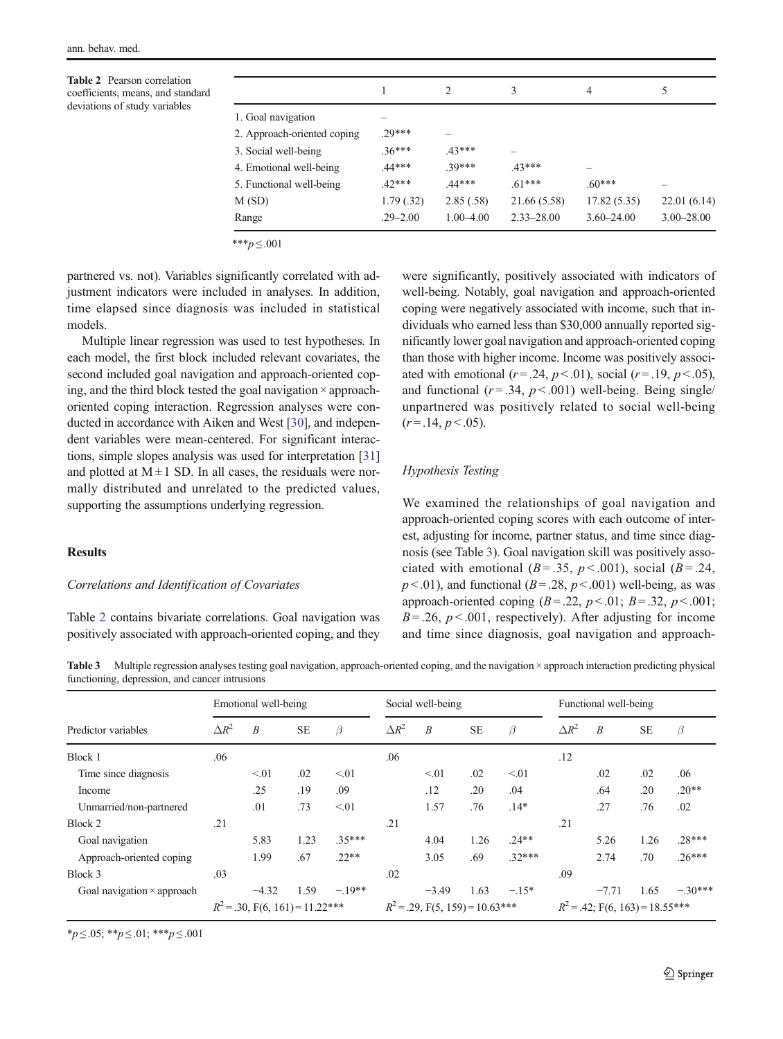**Table 2** Pearson correlation coefficients, means, and standard deviations of study variables

| | 1 | 2 | 3 | 4 | 5 |
|---|---|---|---|---|---|
| 1. Goal navigation | – | | | | |
| 2. Approach-oriented coping | .29*** | – | | | |
| 3. Social well-being | .36*** | .43*** | – | | |
| 4. Emotional well-being | .44*** | .39*** | .43*** | – | |
| 5. Functional well-being | .42*** | .44*** | .61*** | .60*** | – |
| M (SD) | 1.79 (.32) | 2.85 (.58) | 21.66 (5.58) | 17.82 (5.35) | 22.01 (6.14) |
| Range | .29–2.00 | 1.00–4.00 | 2.33–28.00 | 3.60–24.00 | 3.00–28.00 |

*** $p \leq .001$

partnered vs. not). Variables significantly correlated with adjustment indicators were included in analyses. In addition, time elapsed since diagnosis was included in statistical models.

Multiple linear regression was used to test hypotheses. In each model, the first block included relevant covariates, the second included goal navigation and approach-oriented coping, and the third block tested the goal navigation × approach-oriented coping interaction. Regression analyses were conducted in accordance with Aiken and West [30], and independent variables were mean-centered. For significant interactions, simple slopes analysis was used for interpretation [31] and plotted at M ± 1 SD. In all cases, the residuals were normally distributed and unrelated to the predicted values, supporting the assumptions underlying regression.

## Results

### *Correlations and Identification of Covariates*

Table 2 contains bivariate correlations. Goal navigation was positively associated with approach-oriented coping, and they were significantly, positively associated with indicators of well-being. Notably, goal navigation and approach-oriented coping were negatively associated with income, such that individuals who earned less than \$30,000 annually reported significantly lower goal navigation and approach-oriented coping than those with higher income. Income was positively associated with emotional ($r = .24$, $p < .01$), social ($r = .19$, $p < .05$), and functional ($r = .34$, $p < .001$) well-being. Being single/unpartnered was positively related to social well-being ($r = .14$, $p < .05$).

### *Hypothesis Testing*

We examined the relationships of goal navigation and approach-oriented coping scores with each outcome of interest, adjusting for income, partner status, and time since diagnosis (see Table 3). Goal navigation skill was positively associated with emotional ($B = .35$, $p < .001$), social ($B = .24$, $p < .01$), and functional ($B = .28$, $p < .001$) well-being, as was approach-oriented coping ($B = .22$, $p < .01$; $B = .32$, $p < .001$; $B = .26$, $p < .001$, respectively). After adjusting for income and time since diagnosis, goal navigation and approach-

**Table 3** Multiple regression analyses testing goal navigation, approach-oriented coping, and the navigation × approach interaction predicting physical functioning, depression, and cancer intrusions

| Predictor variables | Emotional well-being | | | | Social well-being | | | | Functional well-being | | | |
|---|---|---|---|---|---|---|---|---|---|---|---|---|
| | $\Delta R^2$ | $B$ | SE | $\beta$ | $\Delta R^2$ | $B$ | SE | $\beta$ | $\Delta R^2$ | $B$ | SE | $\beta$ |
| Block 1 | .06 | | | | .06 | | | | .12 | | | |
| Time since diagnosis | | <.01 | .02 | <.01 | | <.01 | .02 | <.01 | | .02 | .02 | .06 |
| Income | | .25 | .19 | .09 | | .12 | .20 | .04 | | .64 | .20 | .20** |
| Unmarried/non-partnered | | .01 | .73 | <.01 | | 1.57 | .76 | .14* | | .27 | .76 | .02 |
| Block 2 | .21 | | | | .21 | | | | .21 | | | |
| Goal navigation | | 5.83 | 1.23 | .35*** | | 4.04 | 1.26 | .24** | | 5.26 | 1.26 | .28*** |
| Approach-oriented coping | | 1.99 | .67 | .22** | | 3.05 | .69 | .32*** | | 2.74 | .70 | .26*** |
| Block 3 | .03 | | | | .02 | | | | .09 | | | |
| Goal navigation × approach | | −4.32 | 1.59 | −.19** | | −3.49 | 1.63 | −.15* | | −7.71 | 1.65 | −.30*** |
| | $R^2 = .30$, F(6, 161) = 11.22*** | | | | $R^2 = .29$, F(5, 159) = 10.63*** | | | | $R^2 = .42$; F(6, 163) = 18.55*** | | | |

* $p \leq .05$; ** $p \leq .01$; *** $p \leq .001$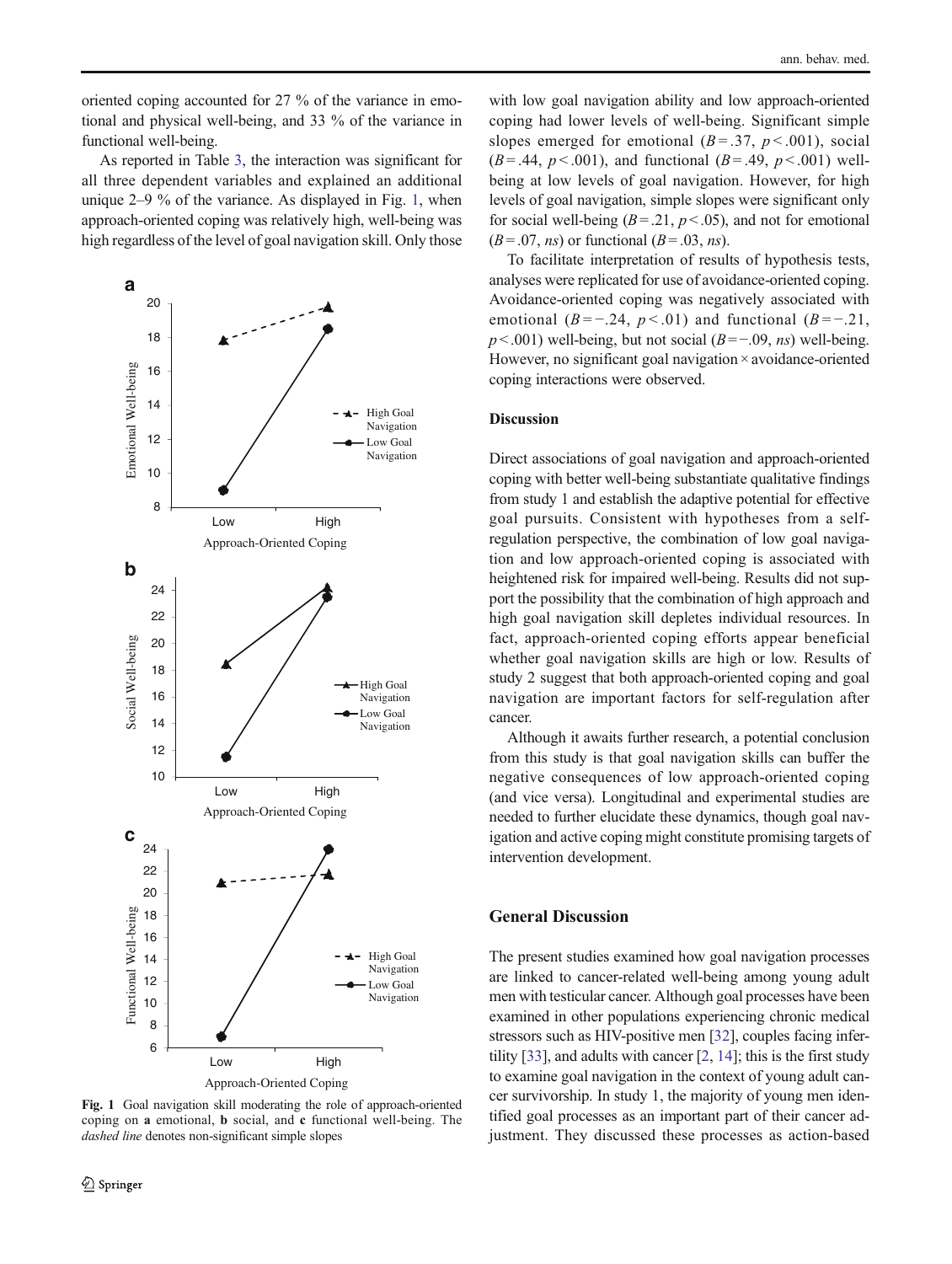oriented coping accounted for 27 % of the variance in emotional and physical well-being, and 33 % of the variance in functional well-being.

As reported in Table 3, the interaction was significant for all three dependent variables and explained an additional unique 2–9 % of the variance. As displayed in Fig. 1, when approach-oriented coping was relatively high, well-being was high regardless of the level of goal navigation skill. Only those with low goal navigation ability and low approach-oriented coping had lower levels of well-being. Significant simple slopes emerged for emotional ($B = .37$, $p < .001$), social ($B = .44$, $p < .001$), and functional ($B = .49$, $p < .001$) well-being at low levels of goal navigation. However, for high levels of goal navigation, simple slopes were significant only for social well-being ($B = .21$, $p < .05$), and not for emotional ($B = .07$, *ns*) or functional ($B = .03$, *ns*).

To facilitate interpretation of results of hypothesis tests, analyses were replicated for use of avoidance-oriented coping. Avoidance-oriented coping was negatively associated with emotional ($B = -.24$, $p < .01$) and functional ($B = -.21$, $p < .001$) well-being, but not social ($B = -.09$, *ns*) well-being. However, no significant goal navigation × avoidance-oriented coping interactions were observed.

**Fig. 1** Goal navigation skill moderating the role of approach-oriented coping on **a** emotional, **b** social, and **c** functional well-being. The *dashed line* denotes non-significant simple slopes

### Discussion

Direct associations of goal navigation and approach-oriented coping with better well-being substantiate qualitative findings from study 1 and establish the adaptive potential for effective goal pursuits. Consistent with hypotheses from a self-regulation perspective, the combination of low goal navigation and low approach-oriented coping is associated with heightened risk for impaired well-being. Results did not support the possibility that the combination of high approach and high goal navigation skill depletes individual resources. In fact, approach-oriented coping efforts appear beneficial whether goal navigation skills are high or low. Results of study 2 suggest that both approach-oriented coping and goal navigation are important factors for self-regulation after cancer.

Although it awaits further research, a potential conclusion from this study is that goal navigation skills can buffer the negative consequences of low approach-oriented coping (and vice versa). Longitudinal and experimental studies are needed to further elucidate these dynamics, though goal navigation and active coping might constitute promising targets of intervention development.

## General Discussion

The present studies examined how goal navigation processes are linked to cancer-related well-being among young adult men with testicular cancer. Although goal processes have been examined in other populations experiencing chronic medical stressors such as HIV-positive men [32], couples facing infertility [33], and adults with cancer [2, 14]; this is the first study to examine goal navigation in the context of young adult cancer survivorship. In study 1, the majority of young men identified goal processes as an important part of their cancer adjustment. They discussed these processes as action-based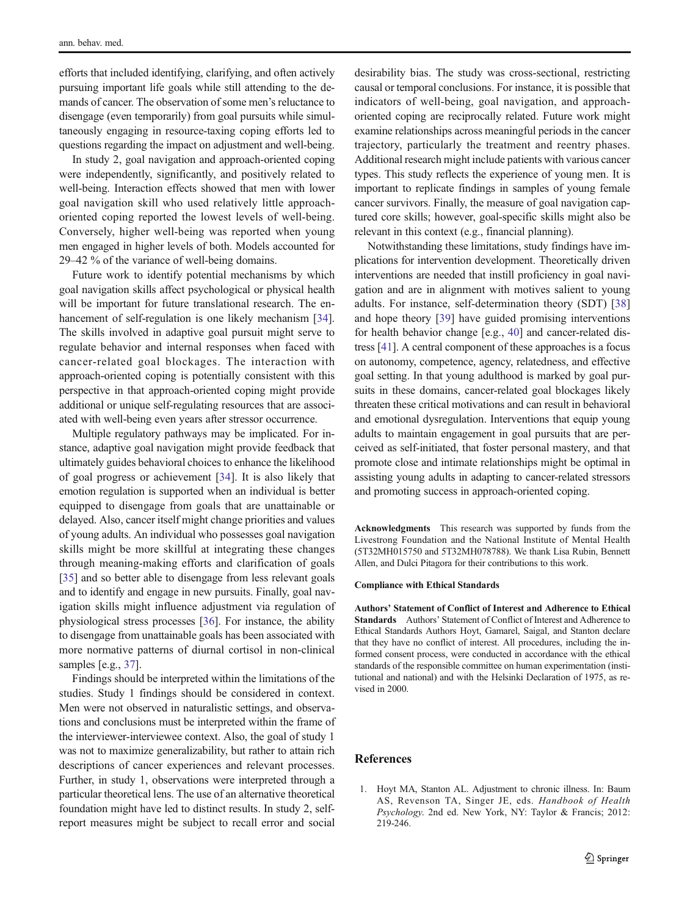efforts that included identifying, clarifying, and often actively pursuing important life goals while still attending to the demands of cancer. The observation of some men's reluctance to disengage (even temporarily) from goal pursuits while simultaneously engaging in resource-taxing coping efforts led to questions regarding the impact on adjustment and well-being.

In study 2, goal navigation and approach-oriented coping were independently, significantly, and positively related to well-being. Interaction effects showed that men with lower goal navigation skill who used relatively little approach-oriented coping reported the lowest levels of well-being. Conversely, higher well-being was reported when young men engaged in higher levels of both. Models accounted for 29–42 % of the variance of well-being domains.

Future work to identify potential mechanisms by which goal navigation skills affect psychological or physical health will be important for future translational research. The enhancement of self-regulation is one likely mechanism [34]. The skills involved in adaptive goal pursuit might serve to regulate behavior and internal responses when faced with cancer-related goal blockages. The interaction with approach-oriented coping is potentially consistent with this perspective in that approach-oriented coping might provide additional or unique self-regulating resources that are associated with well-being even years after stressor occurrence.

Multiple regulatory pathways may be implicated. For instance, adaptive goal navigation might provide feedback that ultimately guides behavioral choices to enhance the likelihood of goal progress or achievement [34]. It is also likely that emotion regulation is supported when an individual is better equipped to disengage from goals that are unattainable or delayed. Also, cancer itself might change priorities and values of young adults. An individual who possesses goal navigation skills might be more skillful at integrating these changes through meaning-making efforts and clarification of goals [35] and so better able to disengage from less relevant goals and to identify and engage in new pursuits. Finally, goal navigation skills might influence adjustment via regulation of physiological stress processes [36]. For instance, the ability to disengage from unattainable goals has been associated with more normative patterns of diurnal cortisol in non-clinical samples [e.g., 37].

Findings should be interpreted within the limitations of the studies. Study 1 findings should be considered in context. Men were not observed in naturalistic settings, and observations and conclusions must be interpreted within the frame of the interviewer-interviewee context. Also, the goal of study 1 was not to maximize generalizability, but rather to attain rich descriptions of cancer experiences and relevant processes. Further, in study 1, observations were interpreted through a particular theoretical lens. The use of an alternative theoretical foundation might have led to distinct results. In study 2, self-report measures might be subject to recall error and social desirability bias. The study was cross-sectional, restricting causal or temporal conclusions. For instance, it is possible that indicators of well-being, goal navigation, and approach-oriented coping are reciprocally related. Future work might examine relationships across meaningful periods in the cancer trajectory, particularly the treatment and reentry phases. Additional research might include patients with various cancer types. This study reflects the experience of young men. It is important to replicate findings in samples of young female cancer survivors. Finally, the measure of goal navigation captured core skills; however, goal-specific skills might also be relevant in this context (e.g., financial planning).

Notwithstanding these limitations, study findings have implications for intervention development. Theoretically driven interventions are needed that instill proficiency in goal navigation and are in alignment with motives salient to young adults. For instance, self-determination theory (SDT) [38] and hope theory [39] have guided promising interventions for health behavior change [e.g., 40] and cancer-related distress [41]. A central component of these approaches is a focus on autonomy, competence, agency, relatedness, and effective goal setting. In that young adulthood is marked by goal pursuits in these domains, cancer-related goal blockages likely threaten these critical motivations and can result in behavioral and emotional dysregulation. Interventions that equip young adults to maintain engagement in goal pursuits that are perceived as self-initiated, that foster personal mastery, and that promote close and intimate relationships might be optimal in assisting young adults in adapting to cancer-related stressors and promoting success in approach-oriented coping.

**Acknowledgments** This research was supported by funds from the Livestrong Foundation and the National Institute of Mental Health (5T32MH015750 and 5T32MH078788). We thank Lisa Rubin, Bennett Allen, and Dulci Pitagora for their contributions to this work.

**Compliance with Ethical Standards**

**Authors' Statement of Conflict of Interest and Adherence to Ethical Standards** Authors' Statement of Conflict of Interest and Adherence to Ethical Standards Authors Hoyt, Gamarel, Saigal, and Stanton declare that they have no conflict of interest. All procedures, including the informed consent process, were conducted in accordance with the ethical standards of the responsible committee on human experimentation (institutional and national) and with the Helsinki Declaration of 1975, as revised in 2000.

## References

1. Hoyt MA, Stanton AL. Adjustment to chronic illness. In: Baum AS, Revenson TA, Singer JE, eds. *Handbook of Health Psychology*. 2nd ed. New York, NY: Taylor & Francis; 2012: 219-246.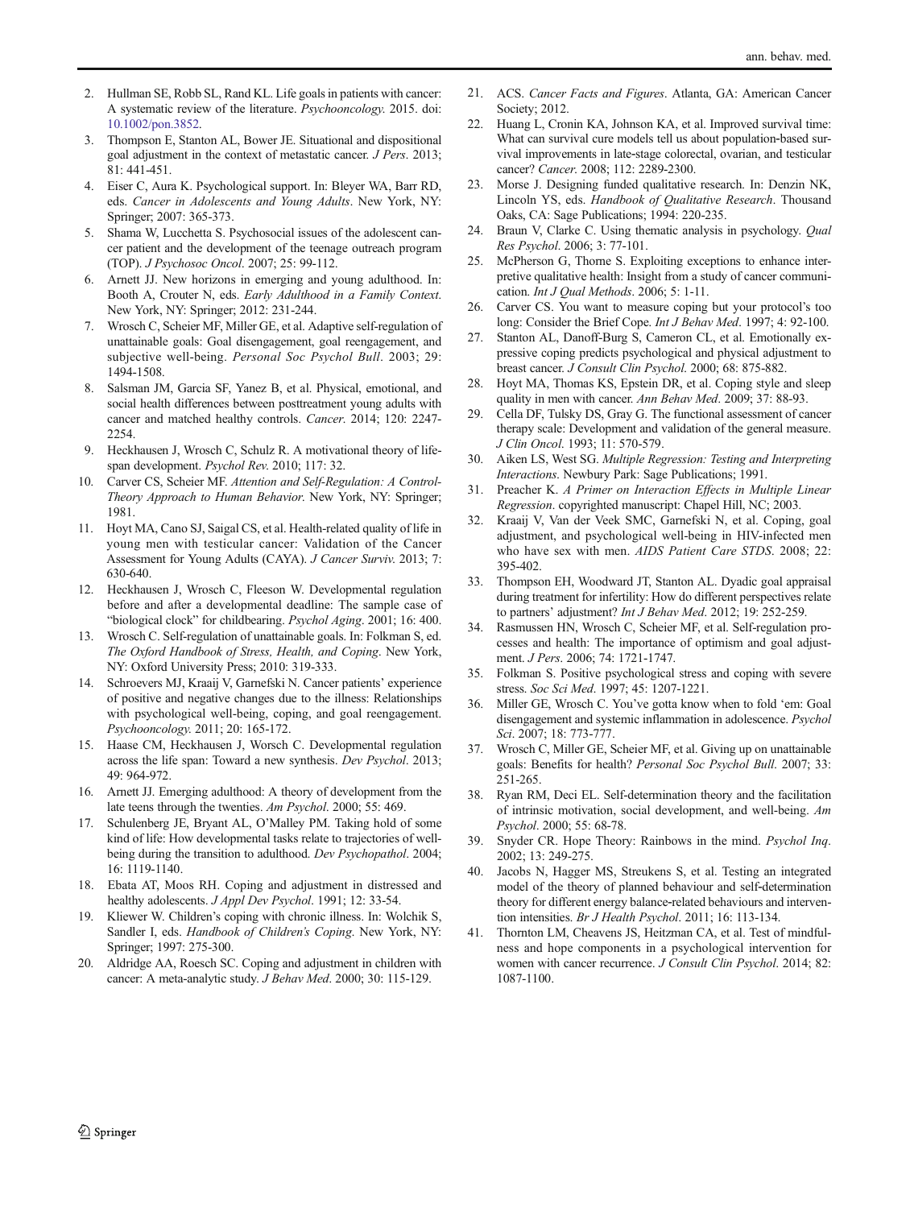2. Hullman SE, Robb SL, Rand KL. Life goals in patients with cancer: A systematic review of the literature. *Psychooncology.* 2015. doi: 10.1002/pon.3852.
3. Thompson E, Stanton AL, Bower JE. Situational and dispositional goal adjustment in the context of metastatic cancer. *J Pers*. 2013; 81: 441-451.
4. Eiser C, Aura K. Psychological support. In: Bleyer WA, Barr RD, eds. *Cancer in Adolescents and Young Adults*. New York, NY: Springer; 2007: 365-373.
5. Shama W, Lucchetta S. Psychosocial issues of the adolescent cancer patient and the development of the teenage outreach program (TOP). *J Psychosoc Oncol*. 2007; 25: 99-112.
6. Arnett JJ. New horizons in emerging and young adulthood. In: Booth A, Crouter N, eds. *Early Adulthood in a Family Context*. New York, NY: Springer; 2012: 231-244.
7. Wrosch C, Scheier MF, Miller GE, et al. Adaptive self-regulation of unattainable goals: Goal disengagement, goal reengagement, and subjective well-being. *Personal Soc Psychol Bull*. 2003; 29: 1494-1508.
8. Salsman JM, Garcia SF, Yanez B, et al. Physical, emotional, and social health differences between posttreatment young adults with cancer and matched healthy controls. *Cancer*. 2014; 120: 2247-2254.
9. Heckhausen J, Wrosch C, Schulz R. A motivational theory of lifespan development. *Psychol Rev*. 2010; 117: 32.
10. Carver CS, Scheier MF. *Attention and Self-Regulation: A Control-Theory Approach to Human Behavior*. New York, NY: Springer; 1981.
11. Hoyt MA, Cano SJ, Saigal CS, et al. Health-related quality of life in young men with testicular cancer: Validation of the Cancer Assessment for Young Adults (CAYA). *J Cancer Surviv*. 2013; 7: 630-640.
12. Heckhausen J, Wrosch C, Fleeson W. Developmental regulation before and after a developmental deadline: The sample case of "biological clock" for childbearing. *Psychol Aging*. 2001; 16: 400.
13. Wrosch C. Self-regulation of unattainable goals. In: Folkman S, ed. *The Oxford Handbook of Stress, Health, and Coping*. New York, NY: Oxford University Press; 2010: 319-333.
14. Schroevers MJ, Kraaij V, Garnefski N. Cancer patients' experience of positive and negative changes due to the illness: Relationships with psychological well-being, coping, and goal reengagement. *Psychooncology*. 2011; 20: 165-172.
15. Haase CM, Heckhausen J, Worsch C. Developmental regulation across the life span: Toward a new synthesis. *Dev Psychol*. 2013; 49: 964-972.
16. Arnett JJ. Emerging adulthood: A theory of development from the late teens through the twenties. *Am Psychol*. 2000; 55: 469.
17. Schulenberg JE, Bryant AL, O'Malley PM. Taking hold of some kind of life: How developmental tasks relate to trajectories of well-being during the transition to adulthood. *Dev Psychopathol*. 2004; 16: 1119-1140.
18. Ebata AT, Moos RH. Coping and adjustment in distressed and healthy adolescents. *J Appl Dev Psychol*. 1991; 12: 33-54.
19. Kliewer W. Children's coping with chronic illness. In: Wolchik S, Sandler I, eds. *Handbook of Children's Coping*. New York, NY: Springer; 1997: 275-300.
20. Aldridge AA, Roesch SC. Coping and adjustment in children with cancer: A meta-analytic study. *J Behav Med*. 2000; 30: 115-129.
21. ACS. *Cancer Facts and Figures*. Atlanta, GA: American Cancer Society; 2012.
22. Huang L, Cronin KA, Johnson KA, et al. Improved survival time: What can survival cure models tell us about population-based survival improvements in late-stage colorectal, ovarian, and testicular cancer? *Cancer*. 2008; 112: 2289-2300.
23. Morse J. Designing funded qualitative research. In: Denzin NK, Lincoln YS, eds. *Handbook of Qualitative Research*. Thousand Oaks, CA: Sage Publications; 1994: 220-235.
24. Braun V, Clarke C. Using thematic analysis in psychology. *Qual Res Psychol*. 2006; 3: 77-101.
25. McPherson G, Thorne S. Exploiting exceptions to enhance interpretive qualitative health: Insight from a study of cancer communication. *Int J Qual Methods*. 2006; 5: 1-11.
26. Carver CS. You want to measure coping but your protocol's too long: Consider the Brief Cope. *Int J Behav Med*. 1997; 4: 92-100.
27. Stanton AL, Danoff-Burg S, Cameron CL, et al. Emotionally expressive coping predicts psychological and physical adjustment to breast cancer. *J Consult Clin Psychol*. 2000; 68: 875-882.
28. Hoyt MA, Thomas KS, Epstein DR, et al. Coping style and sleep quality in men with cancer. *Ann Behav Med*. 2009; 37: 88-93.
29. Cella DF, Tulsky DS, Gray G. The functional assessment of cancer therapy scale: Development and validation of the general measure. *J Clin Oncol*. 1993; 11: 570-579.
30. Aiken LS, West SG. *Multiple Regression: Testing and Interpreting Interactions*. Newbury Park: Sage Publications; 1991.
31. Preacher K. *A Primer on Interaction Effects in Multiple Linear Regression*. copyrighted manuscript: Chapel Hill, NC; 2003.
32. Kraaij V, Van der Veek SMC, Garnefski N, et al. Coping, goal adjustment, and psychological well-being in HIV-infected men who have sex with men. *AIDS Patient Care STDS*. 2008; 22: 395-402.
33. Thompson EH, Woodward JT, Stanton AL. Dyadic goal appraisal during treatment for infertility: How do different perspectives relate to partners' adjustment? *Int J Behav Med*. 2012; 19: 252-259.
34. Rasmussen HN, Wrosch C, Scheier MF, et al. Self-regulation processes and health: The importance of optimism and goal adjustment. *J Pers*. 2006; 74: 1721-1747.
35. Folkman S. Positive psychological stress and coping with severe stress. *Soc Sci Med*. 1997; 45: 1207-1221.
36. Miller GE, Wrosch C. You've gotta know when to fold 'em: Goal disengagement and systemic inflammation in adolescence. *Psychol Sci*. 2007; 18: 773-777.
37. Wrosch C, Miller GE, Scheier MF, et al. Giving up on unattainable goals: Benefits for health? *Personal Soc Psychol Bull*. 2007; 33: 251-265.
38. Ryan RM, Deci EL. Self-determination theory and the facilitation of intrinsic motivation, social development, and well-being. *Am Psychol*. 2000; 55: 68-78.
39. Snyder CR. Hope Theory: Rainbows in the mind. *Psychol Inq*. 2002; 13: 249-275.
40. Jacobs N, Hagger MS, Streukens S, et al. Testing an integrated model of the theory of planned behaviour and self-determination theory for different energy balance-related behaviours and intervention intensities. *Br J Health Psychol*. 2011; 16: 113-134.
41. Thornton LM, Cheavens JS, Heitzman CA, et al. Test of mindfulness and hope components in a psychological intervention for women with cancer recurrence. *J Consult Clin Psychol*. 2014; 82: 1087-1100.